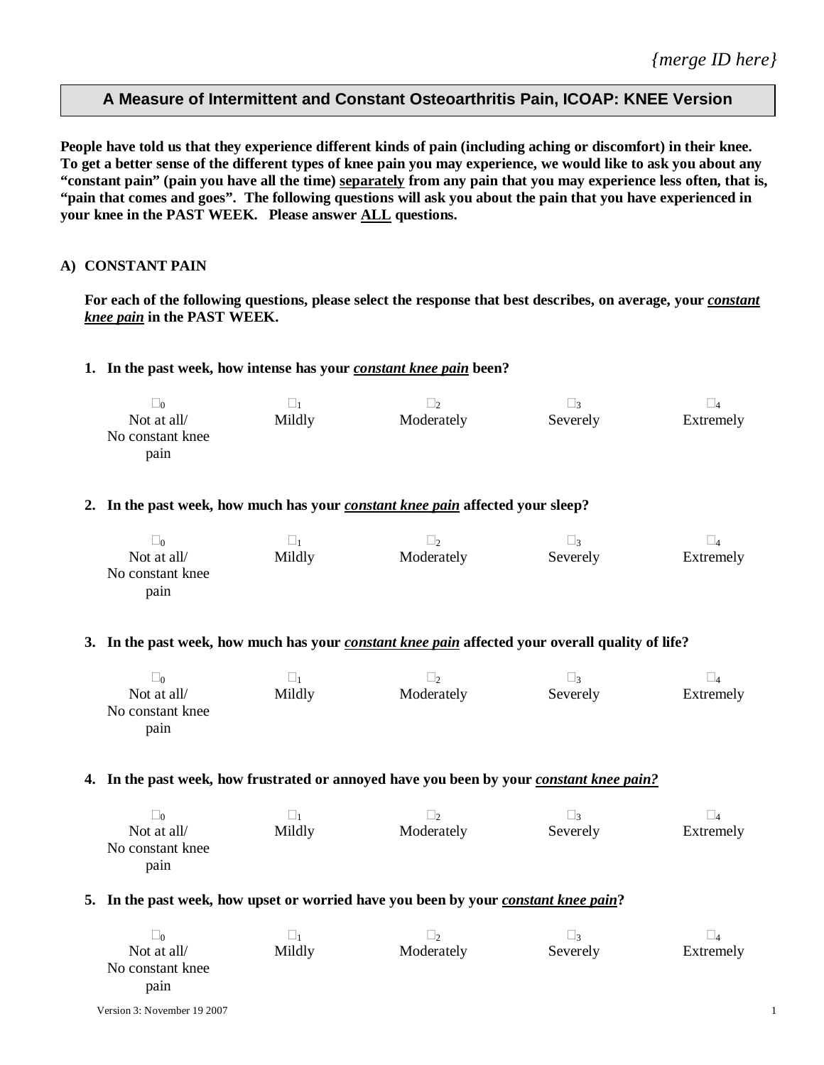*{merge ID here}*

## A Measure of Intermittent and Constant Osteoarthritis Pain, ICOAP: KNEE Version

**People have told us that they experience different kinds of pain (including aching or discomfort) in their knee. To get a better sense of the different types of knee pain you may experience, we would like to ask you about any "constant pain" (pain you have all the time) separately from any pain that you may experience less often, that is, "pain that comes and goes". The following questions will ask you about the pain that you have experienced in your knee in the PAST WEEK. Please answer ALL questions.**

### A) CONSTANT PAIN

**For each of the following questions, please select the response that best describes, on average, your *constant knee pain* in the PAST WEEK.**

**1. In the past week, how intense has your *constant knee pain* been?**

| ☐0 | ☐1 | ☐2 | ☐3 | ☐4 |
|---|---|---|---|---|
| Not at all/ No constant knee pain | Mildly | Moderately | Severely | Extremely |

**2. In the past week, how much has your *constant knee pain* affected your sleep?**

| ☐0 | ☐1 | ☐2 | ☐3 | ☐4 |
|---|---|---|---|---|
| Not at all/ No constant knee pain | Mildly | Moderately | Severely | Extremely |

**3. In the past week, how much has your *constant knee pain* affected your overall quality of life?**

| ☐0 | ☐1 | ☐2 | ☐3 | ☐4 |
|---|---|---|---|---|
| Not at all/ No constant knee pain | Mildly | Moderately | Severely | Extremely |

**4. In the past week, how frustrated or annoyed have you been by your *constant knee pain?***

| ☐0 | ☐1 | ☐2 | ☐3 | ☐4 |
|---|---|---|---|---|
| Not at all/ No constant knee pain | Mildly | Moderately | Severely | Extremely |

**5. In the past week, how upset or worried have you been by your *constant knee pain*?**

| ☐0 | ☐1 | ☐2 | ☐3 | ☐4 |
|---|---|---|---|---|
| Not at all/ No constant knee pain | Mildly | Moderately | Severely | Extremely |

Version 3: November 19 2007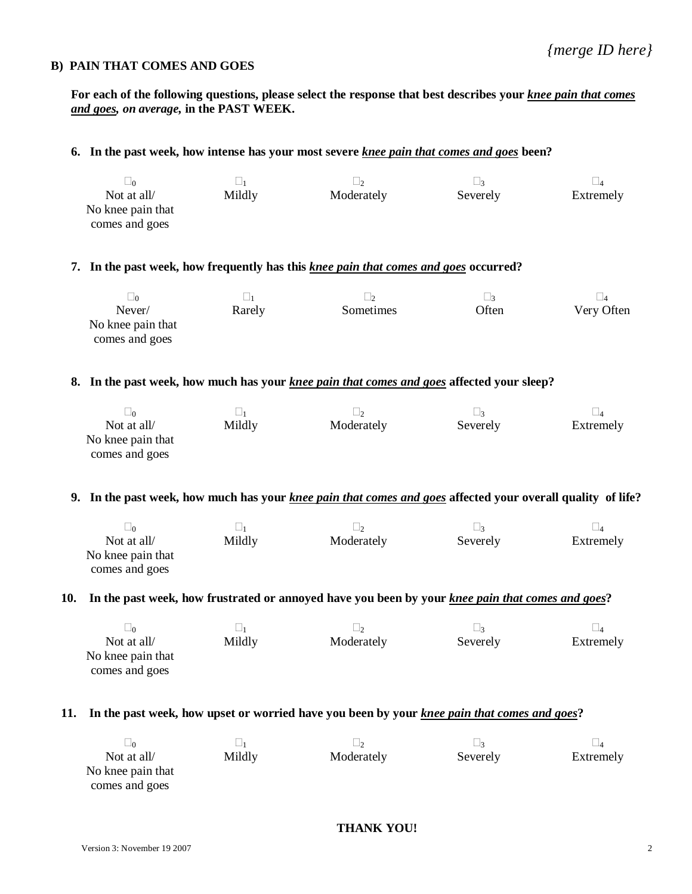*{merge ID here}*

**B) PAIN THAT COMES AND GOES**

**For each of the following questions, please select the response that best describes your *knee pain that comes and goes, on average,* in the PAST WEEK.**

**6. In the past week, how intense has your most severe *knee pain that comes and goes* been?**

| ☐ 0 | ☐ 1 | ☐ 2 | ☐ 3 | ☐ 4 |
|---|---|---|---|---|
| Not at all/ No knee pain that comes and goes | Mildly | Moderately | Severely | Extremely |

**7. In the past week, how frequently has this *knee pain that comes and goes* occurred?**

| ☐ 0 | ☐ 1 | ☐ 2 | ☐ 3 | ☐ 4 |
|---|---|---|---|---|
| Never/ No knee pain that comes and goes | Rarely | Sometimes | Often | Very Often |

**8. In the past week, how much has your *knee pain that comes and goes* affected your sleep?**

| ☐ 0 | ☐ 1 | ☐ 2 | ☐ 3 | ☐ 4 |
|---|---|---|---|---|
| Not at all/ No knee pain that comes and goes | Mildly | Moderately | Severely | Extremely |

**9. In the past week, how much has your *knee pain that comes and goes* affected your overall quality of life?**

| ☐ 0 | ☐ 1 | ☐ 2 | ☐ 3 | ☐ 4 |
|---|---|---|---|---|
| Not at all/ No knee pain that comes and goes | Mildly | Moderately | Severely | Extremely |

**10. In the past week, how frustrated or annoyed have you been by your *knee pain that comes and goes*?**

| ☐ 0 | ☐ 1 | ☐ 2 | ☐ 3 | ☐ 4 |
|---|---|---|---|---|
| Not at all/ No knee pain that comes and goes | Mildly | Moderately | Severely | Extremely |

**11. In the past week, how upset or worried have you been by your *knee pain that comes and goes*?**

| ☐ 0 | ☐ 1 | ☐ 2 | ☐ 3 | ☐ 4 |
|---|---|---|---|---|
| Not at all/ No knee pain that comes and goes | Mildly | Moderately | Severely | Extremely |

**THANK YOU!**

Version 3: November 19 2007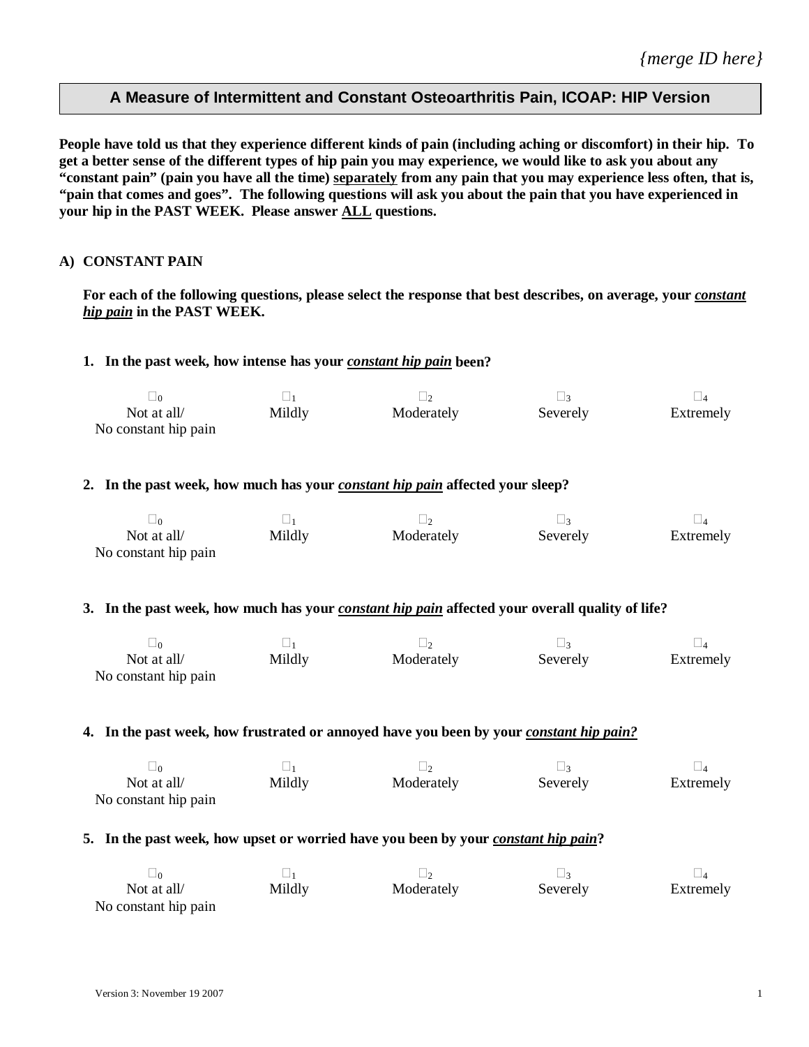*{merge ID here}*

## A Measure of Intermittent and Constant Osteoarthritis Pain, ICOAP: HIP Version

**People have told us that they experience different kinds of pain (including aching or discomfort) in their hip. To get a better sense of the different types of hip pain you may experience, we would like to ask you about any "constant pain" (pain you have all the time) separately from any pain that you may experience less often, that is, "pain that comes and goes". The following questions will ask you about the pain that you have experienced in your hip in the PAST WEEK. Please answer ALL questions.**

### A) CONSTANT PAIN

**For each of the following questions, please select the response that best describes, on average, your *constant hip pain* in the PAST WEEK.**

**1. In the past week, how intense has your *constant hip pain* been?**

| ☐ 0 | ☐ 1 | ☐ 2 | ☐ 3 | ☐ 4 |
|---|---|---|---|---|
| Not at all/ No constant hip pain | Mildly | Moderately | Severely | Extremely |

**2. In the past week, how much has your *constant hip pain* affected your sleep?**

| ☐ 0 | ☐ 1 | ☐ 2 | ☐ 3 | ☐ 4 |
|---|---|---|---|---|
| Not at all/ No constant hip pain | Mildly | Moderately | Severely | Extremely |

**3. In the past week, how much has your *constant hip pain* affected your overall quality of life?**

| ☐ 0 | ☐ 1 | ☐ 2 | ☐ 3 | ☐ 4 |
|---|---|---|---|---|
| Not at all/ No constant hip pain | Mildly | Moderately | Severely | Extremely |

**4. In the past week, how frustrated or annoyed have you been by your *constant hip pain?***

| ☐ 0 | ☐ 1 | ☐ 2 | ☐ 3 | ☐ 4 |
|---|---|---|---|---|
| Not at all/ No constant hip pain | Mildly | Moderately | Severely | Extremely |

**5. In the past week, how upset or worried have you been by your *constant hip pain*?**

| ☐ 0 | ☐ 1 | ☐ 2 | ☐ 3 | ☐ 4 |
|---|---|---|---|---|
| Not at all/ No constant hip pain | Mildly | Moderately | Severely | Extremely |

Version 3: November 19 2007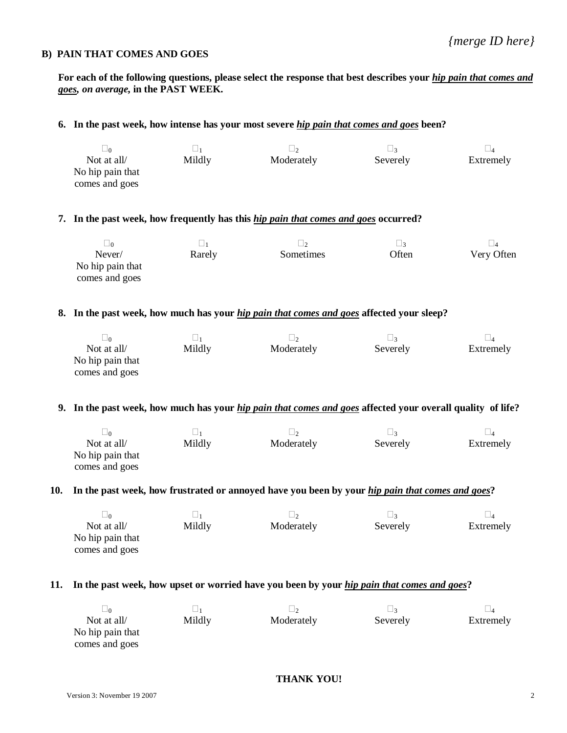*{merge ID here}*

## B) PAIN THAT COMES AND GOES

**For each of the following questions, please select the response that best describes your *<u>hip pain that comes and goes</u>*, *on average*, in the PAST WEEK.**

**6. In the past week, how intense has your most severe *<u>hip pain that comes and goes</u>* been?**

| ☐ 0 | ☐ 1 | ☐ 2 | ☐ 3 | ☐ 4 |
|---|---|---|---|---|
| Not at all/ No hip pain that comes and goes | Mildly | Moderately | Severely | Extremely |

**7. In the past week, how frequently has this *<u>hip pain that comes and goes</u>* occurred?**

| ☐ 0 | ☐ 1 | ☐ 2 | ☐ 3 | ☐ 4 |
|---|---|---|---|---|
| Never/ No hip pain that comes and goes | Rarely | Sometimes | Often | Very Often |

**8. In the past week, how much has your *<u>hip pain that comes and goes</u>* affected your sleep?**

| ☐ 0 | ☐ 1 | ☐ 2 | ☐ 3 | ☐ 4 |
|---|---|---|---|---|
| Not at all/ No hip pain that comes and goes | Mildly | Moderately | Severely | Extremely |

**9. In the past week, how much has your *<u>hip pain that comes and goes</u>* affected your overall quality of life?**

| ☐ 0 | ☐ 1 | ☐ 2 | ☐ 3 | ☐ 4 |
|---|---|---|---|---|
| Not at all/ No hip pain that comes and goes | Mildly | Moderately | Severely | Extremely |

**10. In the past week, how frustrated or annoyed have you been by your *<u>hip pain that comes and goes</u>*?**

| ☐ 0 | ☐ 1 | ☐ 2 | ☐ 3 | ☐ 4 |
|---|---|---|---|---|
| Not at all/ No hip pain that comes and goes | Mildly | Moderately | Severely | Extremely |

**11. In the past week, how upset or worried have you been by your *<u>hip pain that comes and goes</u>*?**

| ☐ 0 | ☐ 1 | ☐ 2 | ☐ 3 | ☐ 4 |
|---|---|---|---|---|
| Not at all/ No hip pain that comes and goes | Mildly | Moderately | Severely | Extremely |

**THANK YOU!**

Version 3: November 19 2007